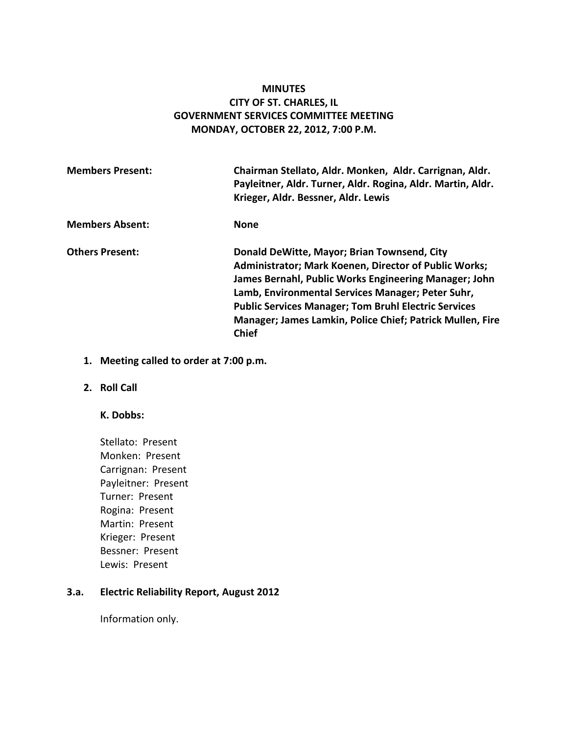**MINUTES**
**CITY OF ST. CHARLES, IL**
**GOVERNMENT SERVICES COMMITTEE MEETING**
**MONDAY, OCTOBER 22, 2012, 7:00 P.M.**

**Members Present:** **Chairman Stellato, Aldr. Monken, Aldr. Carrignan, Aldr. Payleitner, Aldr. Turner, Aldr. Rogina, Aldr. Martin, Aldr. Krieger, Aldr. Bessner, Aldr. Lewis**

**Members Absent:** **None**

**Others Present:** **Donald DeWitte, Mayor; Brian Townsend, City Administrator; Mark Koenen, Director of Public Works; James Bernahl, Public Works Engineering Manager; John Lamb, Environmental Services Manager; Peter Suhr, Public Services Manager; Tom Bruhl Electric Services Manager; James Lamkin, Police Chief; Patrick Mullen, Fire Chief**

1. **Meeting called to order at 7:00 p.m.**

2. **Roll Call**

   **K. Dobbs:**

   Stellato: Present
   Monken: Present
   Carrignan: Present
   Payleitner: Present
   Turner: Present
   Rogina: Present
   Martin: Present
   Krieger: Present
   Bessner: Present
   Lewis: Present

**3.a. Electric Reliability Report, August 2012**

Information only.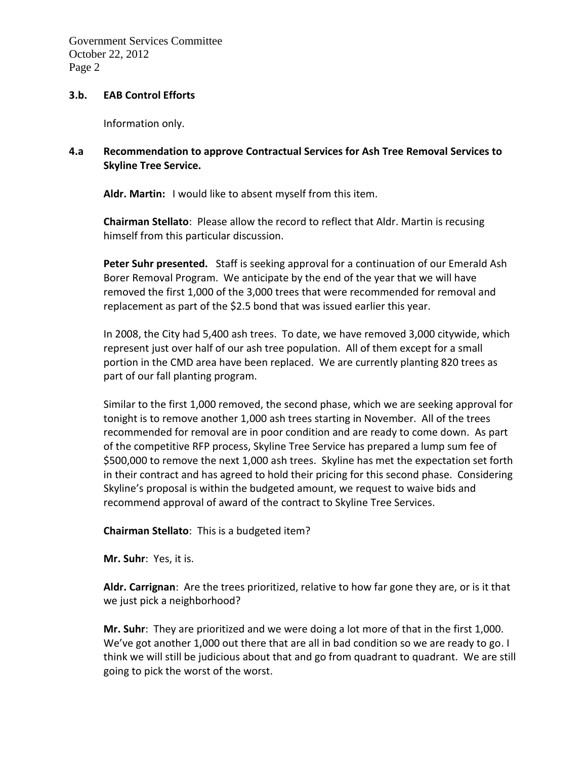**3.b. EAB Control Efforts**

Information only.

**4.a Recommendation to approve Contractual Services for Ash Tree Removal Services to Skyline Tree Service.**

**Aldr. Martin:** I would like to absent myself from this item.

**Chairman Stellato**: Please allow the record to reflect that Aldr. Martin is recusing himself from this particular discussion.

**Peter Suhr presented.** Staff is seeking approval for a continuation of our Emerald Ash Borer Removal Program. We anticipate by the end of the year that we will have removed the first 1,000 of the 3,000 trees that were recommended for removal and replacement as part of the $2.5 bond that was issued earlier this year.

In 2008, the City had 5,400 ash trees. To date, we have removed 3,000 citywide, which represent just over half of our ash tree population. All of them except for a small portion in the CMD area have been replaced. We are currently planting 820 trees as part of our fall planting program.

Similar to the first 1,000 removed, the second phase, which we are seeking approval for tonight is to remove another 1,000 ash trees starting in November. All of the trees recommended for removal are in poor condition and are ready to come down. As part of the competitive RFP process, Skyline Tree Service has prepared a lump sum fee of $500,000 to remove the next 1,000 ash trees. Skyline has met the expectation set forth in their contract and has agreed to hold their pricing for this second phase. Considering Skyline's proposal is within the budgeted amount, we request to waive bids and recommend approval of award of the contract to Skyline Tree Services.

**Chairman Stellato**: This is a budgeted item?

**Mr. Suhr**: Yes, it is.

**Aldr. Carrignan**: Are the trees prioritized, relative to how far gone they are, or is it that we just pick a neighborhood?

**Mr. Suhr**: They are prioritized and we were doing a lot more of that in the first 1,000. We've got another 1,000 out there that are all in bad condition so we are ready to go. I think we will still be judicious about that and go from quadrant to quadrant. We are still going to pick the worst of the worst.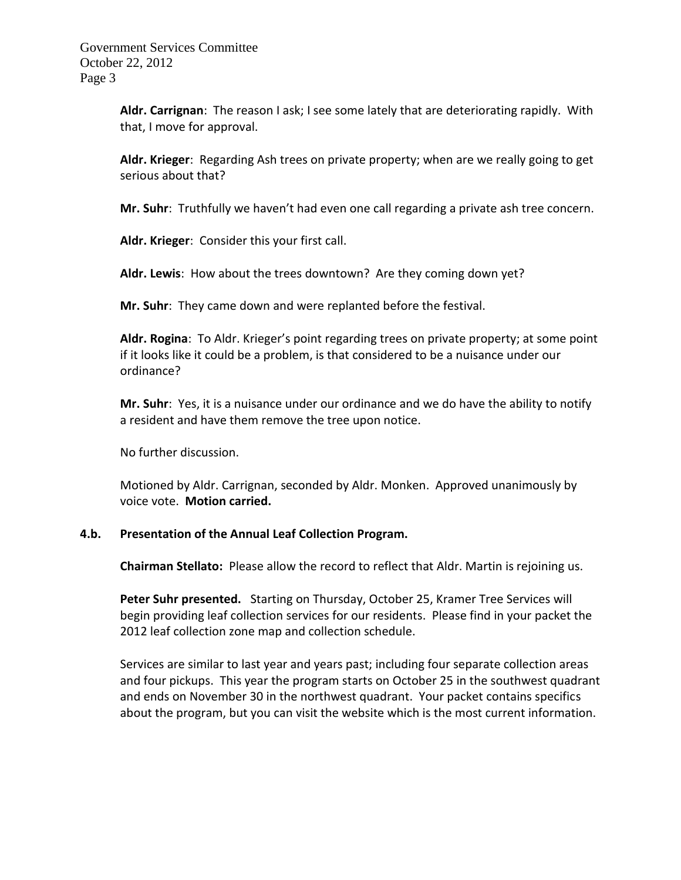**Aldr. Carrignan**: The reason I ask; I see some lately that are deteriorating rapidly. With that, I move for approval.

**Aldr. Krieger**: Regarding Ash trees on private property; when are we really going to get serious about that?

**Mr. Suhr**: Truthfully we haven't had even one call regarding a private ash tree concern.

**Aldr. Krieger**: Consider this your first call.

**Aldr. Lewis**: How about the trees downtown? Are they coming down yet?

**Mr. Suhr**: They came down and were replanted before the festival.

**Aldr. Rogina**: To Aldr. Krieger's point regarding trees on private property; at some point if it looks like it could be a problem, is that considered to be a nuisance under our ordinance?

**Mr. Suhr**: Yes, it is a nuisance under our ordinance and we do have the ability to notify a resident and have them remove the tree upon notice.

No further discussion.

Motioned by Aldr. Carrignan, seconded by Aldr. Monken. Approved unanimously by voice vote. **Motion carried.**

### 4.b. Presentation of the Annual Leaf Collection Program.

**Chairman Stellato:** Please allow the record to reflect that Aldr. Martin is rejoining us.

**Peter Suhr presented.** Starting on Thursday, October 25, Kramer Tree Services will begin providing leaf collection services for our residents. Please find in your packet the 2012 leaf collection zone map and collection schedule.

Services are similar to last year and years past; including four separate collection areas and four pickups. This year the program starts on October 25 in the southwest quadrant and ends on November 30 in the northwest quadrant. Your packet contains specifics about the program, but you can visit the website which is the most current information.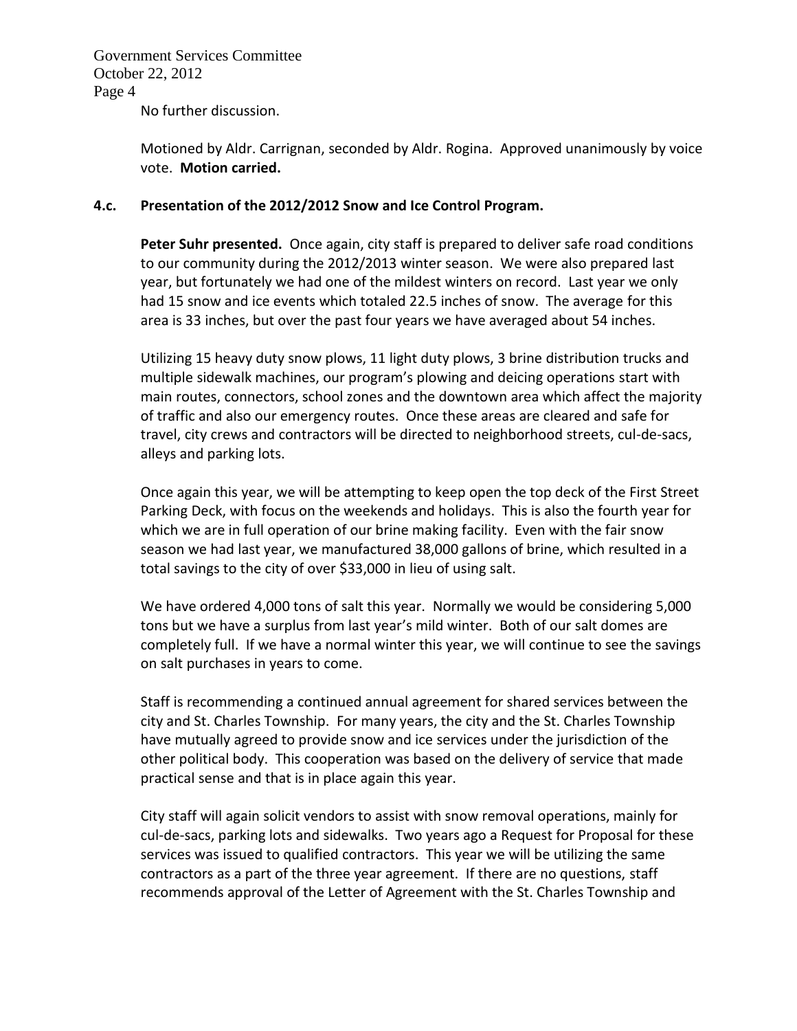No further discussion.

Motioned by Aldr. Carrignan, seconded by Aldr. Rogina. Approved unanimously by voice vote. **Motion carried.**

**4.c. Presentation of the 2012/2012 Snow and Ice Control Program.**

**Peter Suhr presented.** Once again, city staff is prepared to deliver safe road conditions to our community during the 2012/2013 winter season. We were also prepared last year, but fortunately we had one of the mildest winters on record. Last year we only had 15 snow and ice events which totaled 22.5 inches of snow. The average for this area is 33 inches, but over the past four years we have averaged about 54 inches.

Utilizing 15 heavy duty snow plows, 11 light duty plows, 3 brine distribution trucks and multiple sidewalk machines, our program's plowing and deicing operations start with main routes, connectors, school zones and the downtown area which affect the majority of traffic and also our emergency routes. Once these areas are cleared and safe for travel, city crews and contractors will be directed to neighborhood streets, cul-de-sacs, alleys and parking lots.

Once again this year, we will be attempting to keep open the top deck of the First Street Parking Deck, with focus on the weekends and holidays. This is also the fourth year for which we are in full operation of our brine making facility. Even with the fair snow season we had last year, we manufactured 38,000 gallons of brine, which resulted in a total savings to the city of over $33,000 in lieu of using salt.

We have ordered 4,000 tons of salt this year. Normally we would be considering 5,000 tons but we have a surplus from last year's mild winter. Both of our salt domes are completely full. If we have a normal winter this year, we will continue to see the savings on salt purchases in years to come.

Staff is recommending a continued annual agreement for shared services between the city and St. Charles Township. For many years, the city and the St. Charles Township have mutually agreed to provide snow and ice services under the jurisdiction of the other political body. This cooperation was based on the delivery of service that made practical sense and that is in place again this year.

City staff will again solicit vendors to assist with snow removal operations, mainly for cul-de-sacs, parking lots and sidewalks. Two years ago a Request for Proposal for these services was issued to qualified contractors. This year we will be utilizing the same contractors as a part of the three year agreement. If there are no questions, staff recommends approval of the Letter of Agreement with the St. Charles Township and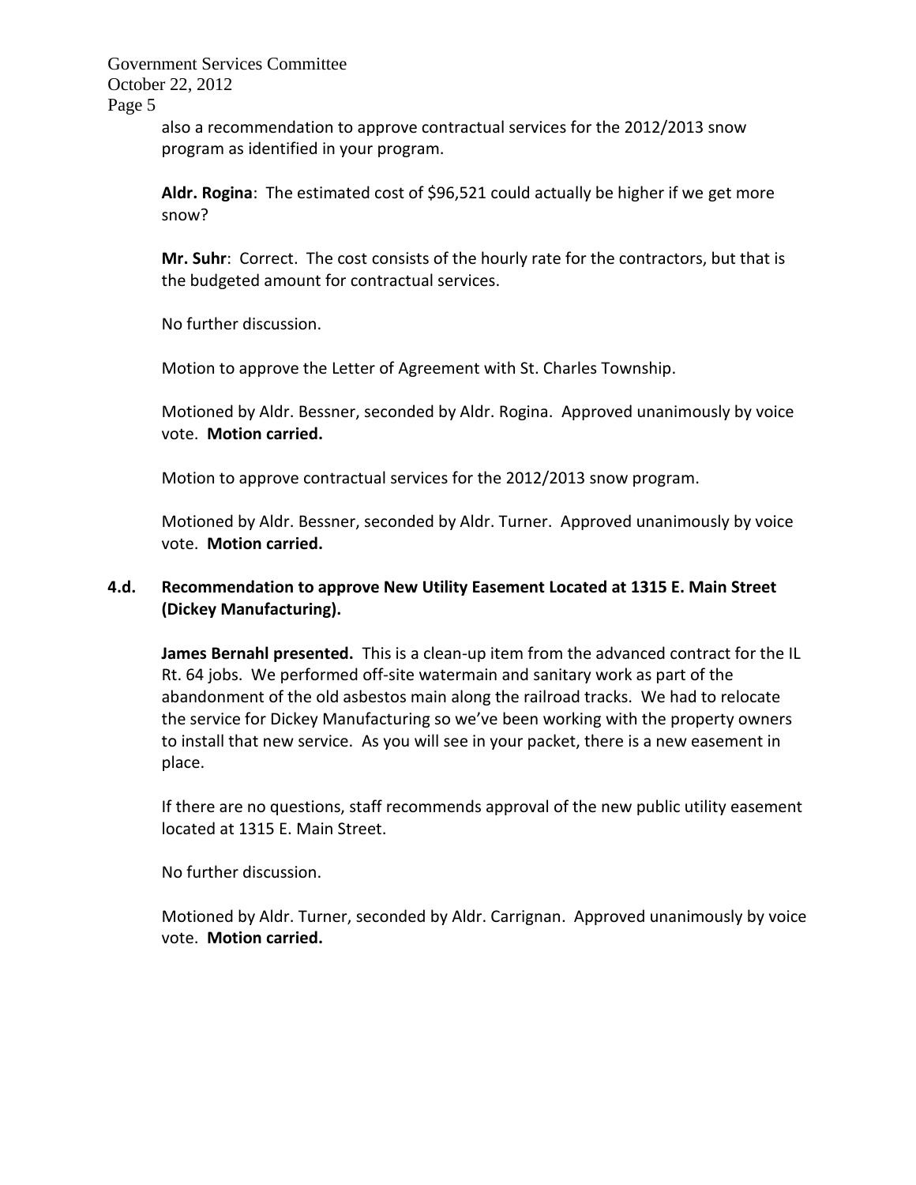also a recommendation to approve contractual services for the 2012/2013 snow program as identified in your program.

**Aldr. Rogina**: The estimated cost of $96,521 could actually be higher if we get more snow?

**Mr. Suhr**: Correct. The cost consists of the hourly rate for the contractors, but that is the budgeted amount for contractual services.

No further discussion.

Motion to approve the Letter of Agreement with St. Charles Township.

Motioned by Aldr. Bessner, seconded by Aldr. Rogina. Approved unanimously by voice vote. **Motion carried.**

Motion to approve contractual services for the 2012/2013 snow program.

Motioned by Aldr. Bessner, seconded by Aldr. Turner. Approved unanimously by voice vote. **Motion carried.**

### 4.d. Recommendation to approve New Utility Easement Located at 1315 E. Main Street (Dickey Manufacturing).

**James Bernahl presented.** This is a clean-up item from the advanced contract for the IL Rt. 64 jobs. We performed off-site watermain and sanitary work as part of the abandonment of the old asbestos main along the railroad tracks. We had to relocate the service for Dickey Manufacturing so we've been working with the property owners to install that new service. As you will see in your packet, there is a new easement in place.

If there are no questions, staff recommends approval of the new public utility easement located at 1315 E. Main Street.

No further discussion.

Motioned by Aldr. Turner, seconded by Aldr. Carrignan. Approved unanimously by voice vote. **Motion carried.**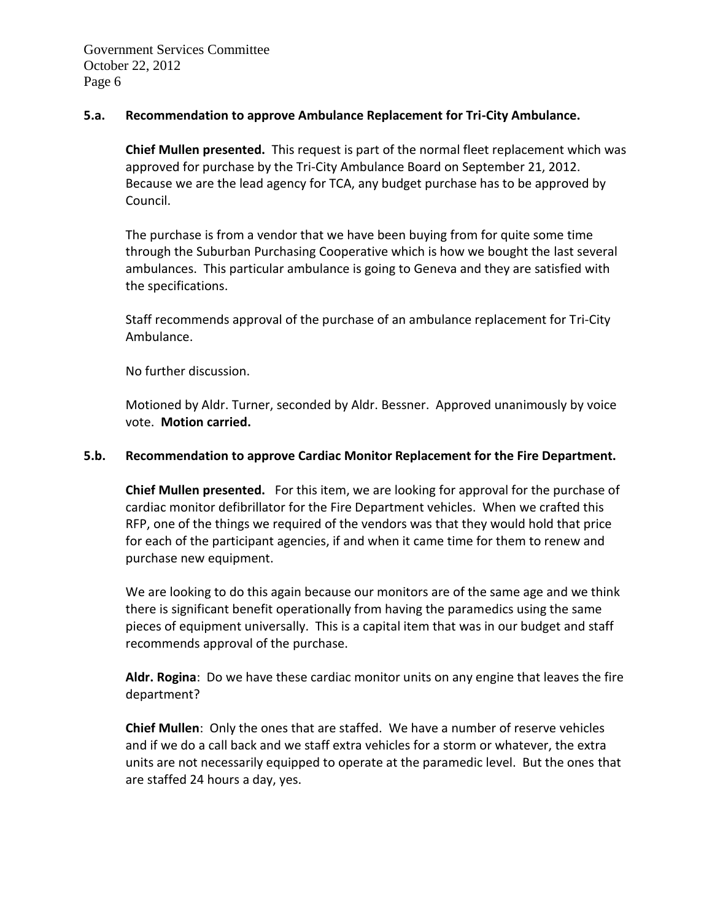**5.a. Recommendation to approve Ambulance Replacement for Tri-City Ambulance.**

**Chief Mullen presented.** This request is part of the normal fleet replacement which was approved for purchase by the Tri-City Ambulance Board on September 21, 2012. Because we are the lead agency for TCA, any budget purchase has to be approved by Council.

The purchase is from a vendor that we have been buying from for quite some time through the Suburban Purchasing Cooperative which is how we bought the last several ambulances. This particular ambulance is going to Geneva and they are satisfied with the specifications.

Staff recommends approval of the purchase of an ambulance replacement for Tri-City Ambulance.

No further discussion.

Motioned by Aldr. Turner, seconded by Aldr. Bessner. Approved unanimously by voice vote. **Motion carried.**

**5.b. Recommendation to approve Cardiac Monitor Replacement for the Fire Department.**

**Chief Mullen presented.** For this item, we are looking for approval for the purchase of cardiac monitor defibrillator for the Fire Department vehicles. When we crafted this RFP, one of the things we required of the vendors was that they would hold that price for each of the participant agencies, if and when it came time for them to renew and purchase new equipment.

We are looking to do this again because our monitors are of the same age and we think there is significant benefit operationally from having the paramedics using the same pieces of equipment universally. This is a capital item that was in our budget and staff recommends approval of the purchase.

**Aldr. Rogina**: Do we have these cardiac monitor units on any engine that leaves the fire department?

**Chief Mullen**: Only the ones that are staffed. We have a number of reserve vehicles and if we do a call back and we staff extra vehicles for a storm or whatever, the extra units are not necessarily equipped to operate at the paramedic level. But the ones that are staffed 24 hours a day, yes.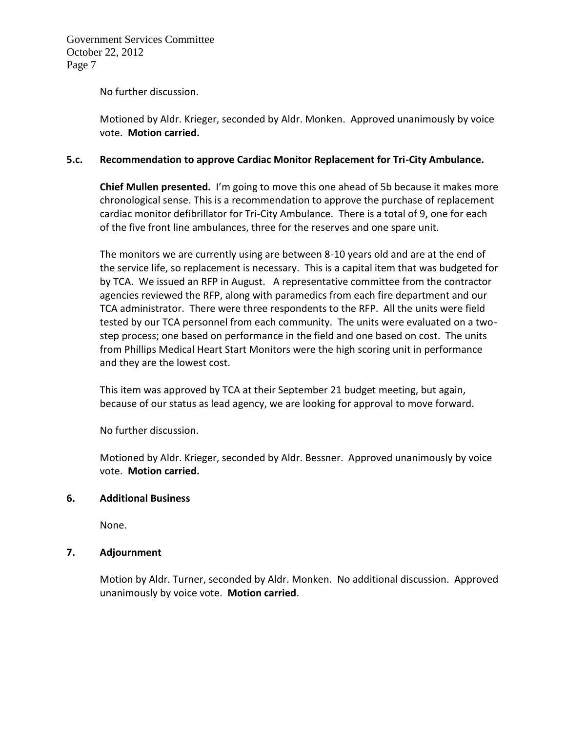No further discussion.

Motioned by Aldr. Krieger, seconded by Aldr. Monken. Approved unanimously by voice vote. **Motion carried.**

**5.c. Recommendation to approve Cardiac Monitor Replacement for Tri-City Ambulance.**

**Chief Mullen presented.** I'm going to move this one ahead of 5b because it makes more chronological sense. This is a recommendation to approve the purchase of replacement cardiac monitor defibrillator for Tri-City Ambulance. There is a total of 9, one for each of the five front line ambulances, three for the reserves and one spare unit.

The monitors we are currently using are between 8-10 years old and are at the end of the service life, so replacement is necessary. This is a capital item that was budgeted for by TCA. We issued an RFP in August. A representative committee from the contractor agencies reviewed the RFP, along with paramedics from each fire department and our TCA administrator. There were three respondents to the RFP. All the units were field tested by our TCA personnel from each community. The units were evaluated on a two-step process; one based on performance in the field and one based on cost. The units from Phillips Medical Heart Start Monitors were the high scoring unit in performance and they are the lowest cost.

This item was approved by TCA at their September 21 budget meeting, but again, because of our status as lead agency, we are looking for approval to move forward.

No further discussion.

Motioned by Aldr. Krieger, seconded by Aldr. Bessner. Approved unanimously by voice vote. **Motion carried.**

**6. Additional Business**

None.

**7. Adjournment**

Motion by Aldr. Turner, seconded by Aldr. Monken. No additional discussion. Approved unanimously by voice vote. **Motion carried**.